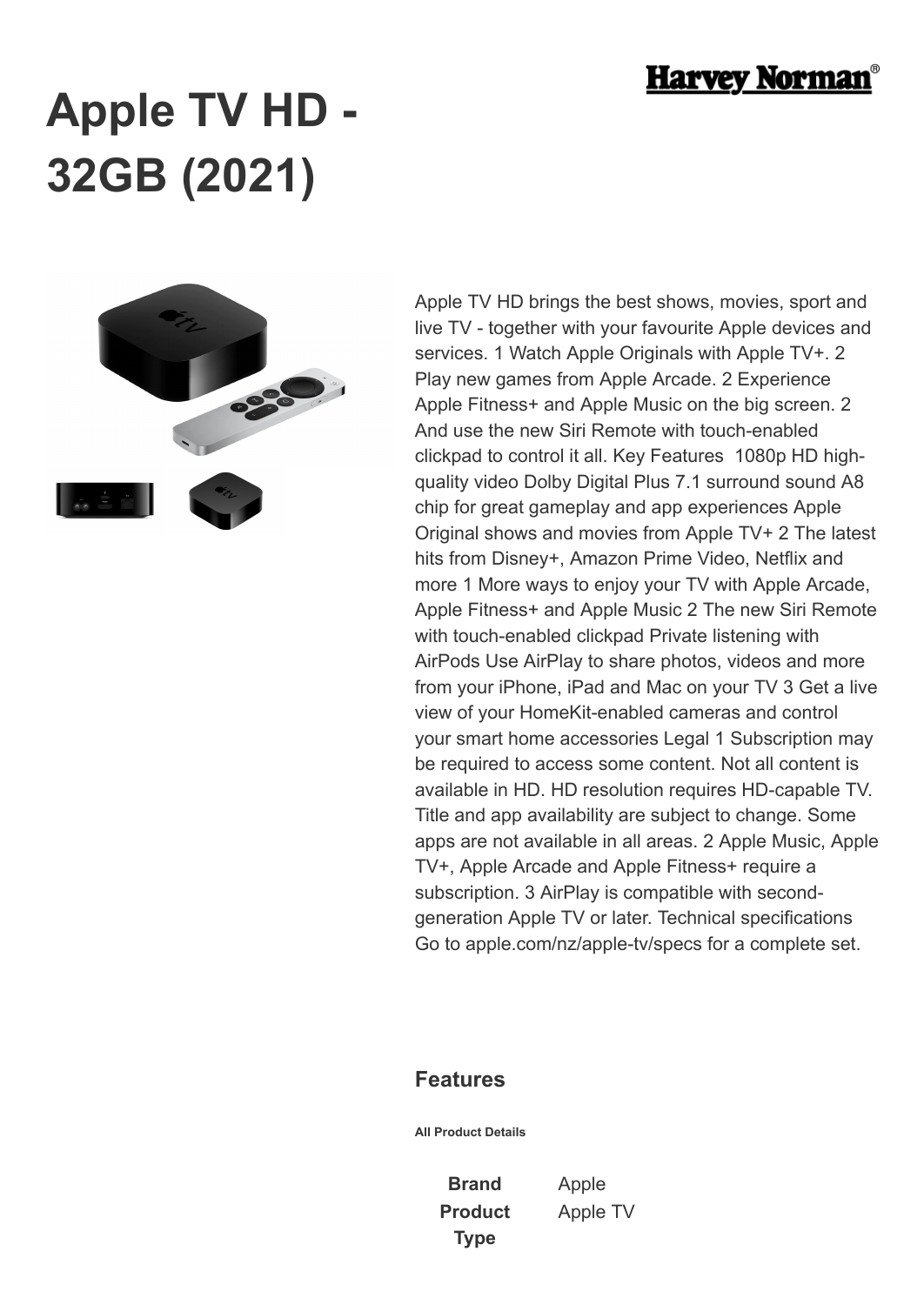# Apple TV HD - 32GB (2021)

Apple TV HD brings the best shows, movies, sport and live TV - together with your favourite Apple devices and services. 1 Watch Apple Originals with Apple TV+. 2 Play new games from Apple Arcade. 2 Experience Apple Fitness+ and Apple Music on the big screen. 2 And use the new Siri Remote with touch-enabled clickpad to control it all. Key Features  1080p HD high-quality video Dolby Digital Plus 7.1 surround sound A8 chip for great gameplay and app experiences Apple Original shows and movies from Apple TV+ 2 The latest hits from Disney+, Amazon Prime Video, Netflix and more 1 More ways to enjoy your TV with Apple Arcade, Apple Fitness+ and Apple Music 2 The new Siri Remote with touch-enabled clickpad Private listening with AirPods Use AirPlay to share photos, videos and more from your iPhone, iPad and Mac on your TV 3 Get a live view of your HomeKit-enabled cameras and control your smart home accessories Legal 1 Subscription may be required to access some content. Not all content is available in HD. HD resolution requires HD-capable TV. Title and app availability are subject to change. Some apps are not available in all areas. 2 Apple Music, Apple TV+, Apple Arcade and Apple Fitness+ require a subscription. 3 AirPlay is compatible with second-generation Apple TV or later. Technical specifications Go to apple.com/nz/apple-tv/specs for a complete set.

## Features

**All Product Details**

| | |
|---|---|
| **Brand** | Apple |
| **Product Type** | Apple TV |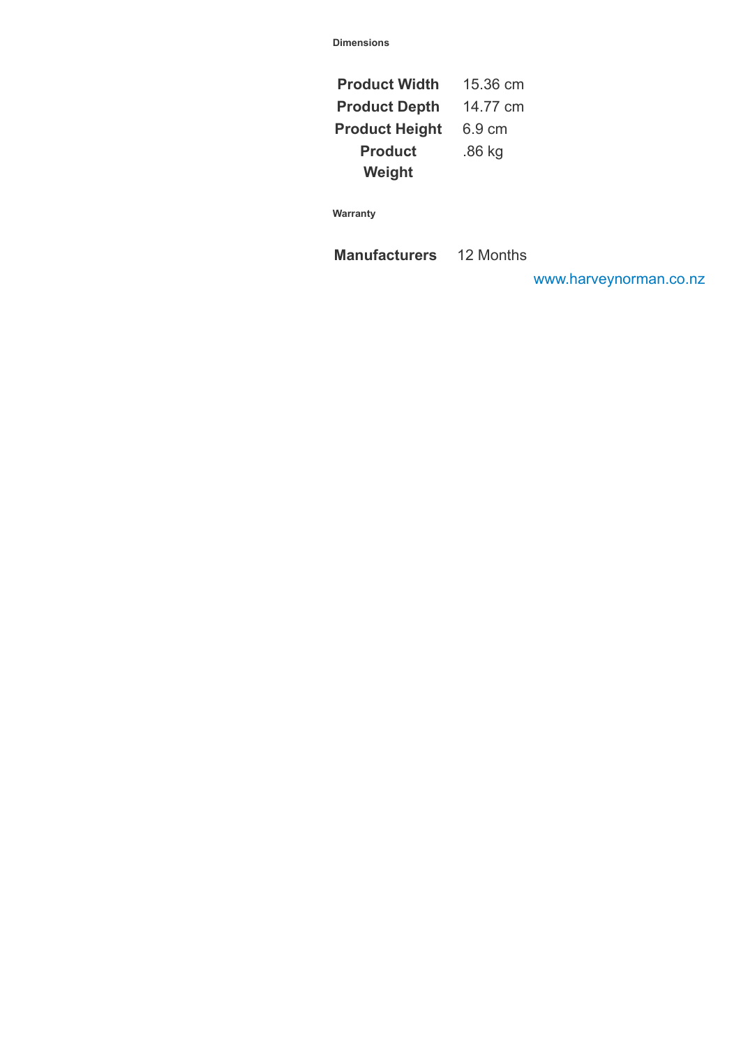#### Dimensions

| | |
|---|---|
| **Product Width** | 15.36 cm |
| **Product Depth** | 14.77 cm |
| **Product Height** | 6.9 cm |
| **Product Weight** | .86 kg |

#### Warranty

| | |
|---|---|
| **Manufacturers** | 12 Months |

www.harveynorman.co.nz